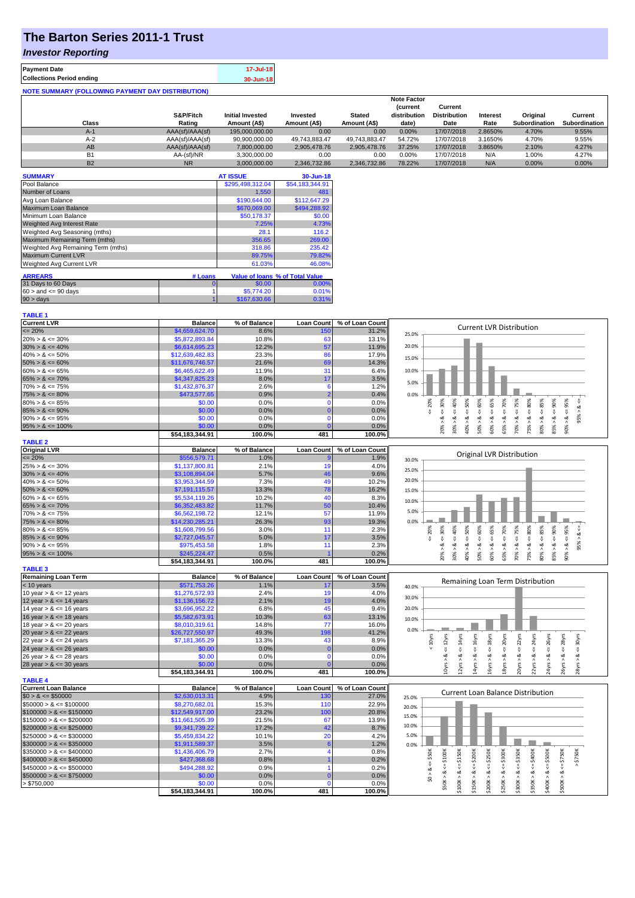# The Barton Series 2011-1 Trust

## *Investor Reporting*

| **Payment Date** | 17-Jul-18 |
|---|---|
| **Collections Period ending** | 30-Jun-18 |

**NOTE SUMMARY (FOLLOWING PAYMENT DAY DISTRIBUTION)**

| Class | S&P/Fitch Rating | Initial Invested Amount (A$) | Invested Amount (A$) | Stated Amount (A$) | Note Factor (current distribution date) | Current Distribution Date | Interest Rate | Original Subordination | Current Subordination |
|---|---|---|---|---|---|---|---|---|---|
| A-1 | AAA(sf)/AAA(sf) | 195,000,000.00 | 0.00 | 0.00 | 0.00% | 17/07/2018 | 2.8650% | 4.70% | 9.55% |
| A-2 | AAA(sf)/AAA(sf) | 90,900,000.00 | 49,743,883.47 | 49,743,883.47 | 54.72% | 17/07/2018 | 3.1650% | 4.70% | 9.55% |
| AB | AAA(sf)/AAA(sf) | 7,800,000.00 | 2,905,478.76 | 2,905,478.76 | 37.25% | 17/07/2018 | 3.8650% | 2.10% | 4.27% |
| B1 | AA-(sf)/NR | 3,300,000.00 | 0.00 | 0.00 | 0.00% | 17/07/2018 | N/A | 1.00% | 4.27% |
| B2 | NR | 3,000,000.00 | 2,346,732.86 | 2,346,732.86 | 78.22% | 17/07/2018 | N/A | 0.00% | 0.00% |

| **SUMMARY** | **AT ISSUE** | **30-Jun-18** |
|---|---|---|
| Pool Balance | $295,498,312.04 | $54,183,344.91 |
| Number of Loans | 1,550 | 481 |
| Avg Loan Balance | $190,644.00 | $112,647.29 |
| Maximum Loan Balance | $670,069.00 | $494,288.92 |
| Minimum Loan Balance | $50,178.37 | $0.00 |
| Weighted Avg Interest Rate | 7.25% | 4.73% |
| Weighted Avg Seasoning (mths) | 28.1 | 116.2 |
| Maximum Remaining Term (mths) | 356.65 | 269.00 |
| Weighted Avg Remaining Term (mths) | 318.86 | 235.42 |
| Maximum Current LVR | 89.75% | 79.82% |
| Weighted Avg Current LVR | 61.03% | 46.08% |

| **ARREARS** | **# Loans** | **Value of loans** | **% of Total Value** |
|---|---|---|---|
| 31 Days to 60 Days | 0 | $0.00 | 0.00% |
| 60 > and <= 90 days | 1 | $5,774.20 | 0.01% |
| 90 > days | 1 | $167,630.66 | 0.31% |

**TABLE 1**

| Current LVR | Balance | % of Balance | Loan Count | % of Loan Count |
|---|---|---|---|---|
| <= 20% | $4,659,624.70 | 8.6% | 150 | 31.2% |
| 20% > & <= 30% | $5,872,893.84 | 10.8% | 63 | 13.1% |
| 30% > & <= 40% | $6,614,695.23 | 12.2% | 57 | 11.9% |
| 40% > & <= 50% | $12,639,482.83 | 23.3% | 86 | 17.9% |
| 50% > & <= 60% | $11,676,746.57 | 21.6% | 69 | 14.3% |
| 60% > & <= 65% | $6,465,622.49 | 11.9% | 31 | 6.4% |
| 65% > & <= 70% | $4,347,825.23 | 8.0% | 17 | 3.5% |
| 70% > & <= 75% | $1,432,876.37 | 2.6% | 6 | 1.2% |
| 75% > & <= 80% | $473,577.65 | 0.9% | 2 | 0.4% |
| 80% > & <= 85% | $0.00 | 0.0% | 0 | 0.0% |
| 85% > & <= 90% | $0.00 | 0.0% | 0 | 0.0% |
| 90% > & <= 95% | $0.00 | 0.0% | 0 | 0.0% |
| 95% > & <= 100% | $0.00 | 0.0% | 0 | 0.0% |
| | $54,183,344.91 | 100.0% | 481 | 100.0% |

**TABLE 2**

| Original LVR | Balance | % of Balance | Loan Count | % of Loan Count |
|---|---|---|---|---|
| <= 20% | $556,579.71 | 1.0% | 9 | 1.9% |
| 25% > & <= 30% | $1,137,800.81 | 2.1% | 19 | 4.0% |
| 30% > & <= 40% | $3,108,894.04 | 5.7% | 46 | 9.6% |
| 40% > & <= 50% | $3,953,344.59 | 7.3% | 49 | 10.2% |
| 50% > & <= 60% | $7,191,115.57 | 13.3% | 78 | 16.2% |
| 60% > & <= 65% | $5,534,119.26 | 10.2% | 40 | 8.3% |
| 65% > & <= 70% | $6,352,483.82 | 11.7% | 50 | 10.4% |
| 70% > & <= 75% | $6,562,198.72 | 12.1% | 57 | 11.9% |
| 75% > & <= 80% | $14,230,285.21 | 26.3% | 93 | 19.3% |
| 80% > & <= 85% | $1,608,799.56 | 3.0% | 11 | 2.3% |
| 85% > & <= 90% | $2,727,045.57 | 5.0% | 17 | 3.5% |
| 90% > & <= 95% | $975,453.58 | 1.8% | 11 | 2.3% |
| 95% > & <= 100% | $245,224.47 | 0.5% | 1 | 0.2% |
| | $54,183,344.91 | 100.0% | 481 | 100.0% |

**TABLE 3**

| Remaining Loan Term | Balance | % of Balance | Loan Count | % of Loan Count |
|---|---|---|---|---|
| < 10 years | $571,753.26 | 1.1% | 17 | 3.5% |
| 10 year > & <= 12 years | $1,276,572.93 | 2.4% | 19 | 4.0% |
| 12 year > & <= 14 years | $1,136,156.72 | 2.1% | 19 | 4.0% |
| 14 year > & <= 16 years | $3,696,952.22 | 6.8% | 45 | 9.4% |
| 16 year > & <= 18 years | $5,582,673.91 | 10.3% | 63 | 13.1% |
| 18 year > & <= 20 years | $8,010,319.61 | 14.8% | 77 | 16.0% |
| 20 year > & <= 22 years | $26,727,550.97 | 49.3% | 198 | 41.2% |
| 22 year > & <= 24 years | $7,181,365.29 | 13.3% | 43 | 8.9% |
| 24 year > & <= 26 years | $0.00 | 0.0% | 0 | 0.0% |
| 26 year > & <= 28 years | $0.00 | 0.0% | 0 | 0.0% |
| 28 year > & <= 30 years | $0.00 | 0.0% | 0 | 0.0% |
| | $54,183,344.91 | 100.0% | 481 | 100.0% |

**TABLE 4**

| Current Loan Balance | Balance | % of Balance | Loan Count | % of Loan Count |
|---|---|---|---|---|
| $0 > & <= $50000 | $2,630,013.31 | 4.9% | 130 | 27.0% |
| $50000 > & <= $100000 | $8,270,682.01 | 15.3% | 110 | 22.9% |
| $100000 > & <= $150000 | $12,549,917.00 | 23.2% | 100 | 20.8% |
| $150000 > & <= $200000 | $11,661,505.39 | 21.5% | 67 | 13.9% |
| $200000 > & <= $250000 | $9,341,739.22 | 17.2% | 42 | 8.7% |
| $250000 > & <= $300000 | $5,459,834.22 | 10.1% | 20 | 4.2% |
| $300000 > & <= $350000 | $1,911,589.37 | 3.5% | 6 | 1.2% |
| $350000 > & <= $400000 | $1,436,406.79 | 2.7% | 4 | 0.8% |
| $400000 > & <= $450000 | $427,368.68 | 0.8% | 1 | 0.2% |
| $450000 > & <= $500000 | $494,288.92 | 0.9% | 1 | 0.2% |
| $500000 > & <= $750000 | $0.00 | 0.0% | 0 | 0.0% |
| > $750,000 | $0.00 | 0.0% | 0 | 0.0% |
| | $54,183,344.91 | 100.0% | 481 | 100.0% |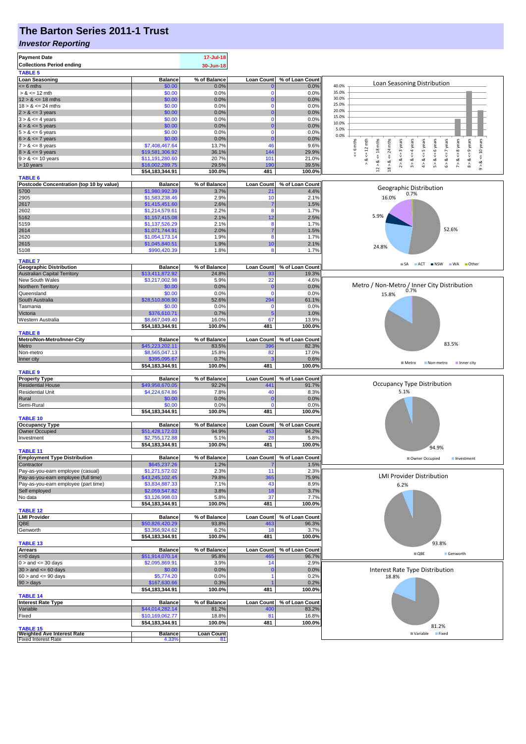# The Barton Series 2011-1 Trust

## *Investor Reporting*

| | |
|---|---|
| **Payment Date** | 17-Jul-18 |
| **Collections Period ending** | 30-Jun-18 |

**TABLE 5**

| Loan Seasoning | Balance | % of Balance | Loan Count | % of Loan Count |
|---|---|---|---|---|
| <= 6 mths | $0.00 | 0.0% | 0 | 0.0% |
| > & <= 12 mth | $0.00 | 0.0% | 0 | 0.0% |
| 12 > & <= 18 mths | $0.00 | 0.0% | 0 | 0.0% |
| 18 > & <= 24 mths | $0.00 | 0.0% | 0 | 0.0% |
| 2 > & <= 3 years | $0.00 | 0.0% | 0 | 0.0% |
| 3 > & <= 4 years | $0.00 | 0.0% | 0 | 0.0% |
| 4 > & <= 5 years | $0.00 | 0.0% | 0 | 0.0% |
| 5 > & <= 6 years | $0.00 | 0.0% | 0 | 0.0% |
| 6 > & <= 7 years | $0.00 | 0.0% | 0 | 0.0% |
| 7 > & <= 8 years | $7,408,467.64 | 13.7% | 46 | 9.6% |
| 8 > & <= 9 years | $19,581,306.92 | 36.1% | 144 | 29.9% |
| 9 > & <= 10 years | $11,191,280.60 | 20.7% | 101 | 21.0% |
| > 10 years | $16,002,289.75 | 29.5% | 190 | 39.5% |
| | **$54,183,344.91** | **100.0%** | **481** | **100.0%** |

**TABLE 6**

| Postcode Concentration (top 10 by value) | Balance | % of Balance | Loan Count | % of Loan Count |
|---|---|---|---|---|
| 5700 | $1,980,992.39 | 3.7% | 21 | 4.4% |
| 2905 | $1,583,238.46 | 2.9% | 10 | 2.1% |
| 2617 | $1,415,451.60 | 2.6% | 7 | 1.5% |
| 2602 | $1,214,579.61 | 2.2% | 8 | 1.7% |
| 5162 | $1,157,415.08 | 2.1% | 12 | 2.5% |
| 5159 | $1,137,526.29 | 2.1% | 8 | 1.7% |
| 2614 | $1,071,744.91 | 2.0% | 7 | 1.5% |
| 2620 | $1,054,173.14 | 1.9% | 8 | 1.7% |
| 2615 | $1,045,840.51 | 1.9% | 10 | 2.1% |
| 5108 | $990,420.39 | 1.8% | 8 | 1.7% |

**TABLE 7**

| Geographic Distribution | Balance | % of Balance | Loan Count | % of Loan Count |
|---|---|---|---|---|
| Australian Capital Territory | $13,411,872.92 | 24.8% | 93 | 19.3% |
| New South Wales | $3,217,002.98 | 5.9% | 22 | 4.6% |
| Northern Territory | $0.00 | 0.0% | 0 | 0.0% |
| Queensland | $0.00 | 0.0% | 0 | 0.0% |
| South Australia | $28,510,808.90 | 52.6% | 294 | 61.1% |
| Tasmania | $0.00 | 0.0% | 0 | 0.0% |
| Victoria | $376,610.71 | 0.7% | 5 | 1.0% |
| Western Australia | $8,667,049.40 | 16.0% | 67 | 13.9% |
| | **$54,183,344.91** | **100.0%** | **481** | **100.0%** |

**TABLE 8**

| Metro/Non-Metro/Inner-City | Balance | % of Balance | Loan Count | % of Loan Count |
|---|---|---|---|---|
| Metro | $45,223,202.11 | 83.5% | 396 | 82.3% |
| Non-metro | $8,565,047.13 | 15.8% | 82 | 17.0% |
| Inner city | $395,095.67 | 0.7% | 3 | 0.6% |
| | **$54,183,344.91** | **100.0%** | **481** | **100.0%** |

**TABLE 9**

| Property Type | Balance | % of Balance | Loan Count | % of Loan Count |
|---|---|---|---|---|
| Residential House | $49,958,670.05 | 92.2% | 441 | 91.7% |
| Residential Unit | $4,224,674.86 | 7.8% | 40 | 8.3% |
| Rural | $0.00 | 0.0% | 0 | 0.0% |
| Semi-Rural | $0.00 | 0.0% | 0 | 0.0% |
| | **$54,183,344.91** | **100.0%** | **481** | **100.0%** |

**TABLE 10**

| Occupancy Type | Balance | % of Balance | Loan Count | % of Loan Count |
|---|---|---|---|---|
| Owner Occupied | $51,428,172.03 | 94.9% | 453 | 94.2% |
| Investment | $2,755,172.88 | 5.1% | 28 | 5.8% |
| | **$54,183,344.91** | **100.0%** | **481** | **100.0%** |

**TABLE 11**

| Employment Type Distribution | Balance | % of Balance | Loan Count | % of Loan Count |
|---|---|---|---|---|
| Contractor | $645,237.26 | 1.2% | 7 | 1.5% |
| Pay-as-you-earn employee (casual) | $1,271,572.02 | 2.3% | 11 | 2.3% |
| Pay-as-you-earn employee (full time) | $43,245,102.45 | 79.8% | 365 | 75.9% |
| Pay-as-you-earn employee (part time) | $3,834,887.33 | 7.1% | 43 | 8.9% |
| Self employed | $2,059,547.82 | 3.8% | 18 | 3.7% |
| No data | $3,126,998.03 | 5.8% | 37 | 7.7% |
| | **$54,183,344.91** | **100.0%** | **481** | **100.0%** |

**TABLE 12**

| LMI Provider | Balance | % of Balance | Loan Count | % of Loan Count |
|---|---|---|---|---|
| QBE | $50,826,420.29 | 93.8% | 463 | 96.3% |
| Genworth | $3,356,924.62 | 6.2% | 18 | 3.7% |
| | **$54,183,344.91** | **100.0%** | **481** | **100.0%** |

**TABLE 13**

| Arrears | Balance | % of Balance | Loan Count | % of Loan Count |
|---|---|---|---|---|
| <=0 days | $51,914,070.14 | 95.8% | 465 | 96.7% |
| 0 > and <= 30 days | $2,095,869.91 | 3.9% | 14 | 2.9% |
| 30 > and <= 60 days | $0.00 | 0.0% | 0 | 0.0% |
| 60 > and <= 90 days | $5,774.20 | 0.0% | 1 | 0.2% |
| 90 > days | $167,630.66 | 0.3% | 1 | 0.2% |
| | **$54,183,344.91** | **100.0%** | **481** | **100.0%** |

**TABLE 14**

| Interest Rate Type | Balance | % of Balance | Loan Count | % of Loan Count |
|---|---|---|---|---|
| Variable | $44,014,282.14 | 81.2% | 400 | 83.2% |
| Fixed | $10,169,062.77 | 18.8% | 81 | 16.8% |
| | **$54,183,344.91** | **100.0%** | **481** | **100.0%** |

**TABLE 15**

| Weighted Ave Interest Rate | Balance | Loan Count |
|---|---|---|
| Fixed Interest Rate | 4.33% | 81 |

Loan Seasoning Distribution

Geographic Distribution: SA 52.6%, ACT 24.8%, NSW 5.9%, WA 16.0%, Other 0.7%

Metro / Non-Metro / Inner City Distribution: Metro 83.5%, Non-metro 15.8%, Inner city 0.7%

Occupancy Type Distribution: Owner Occupied 94.9%, Investment 5.1%

LMI Provider Distribution: QBE 93.8%, Genworth 6.2%

Interest Rate Type Distribution: Variable 81.2%, Fixed 18.8%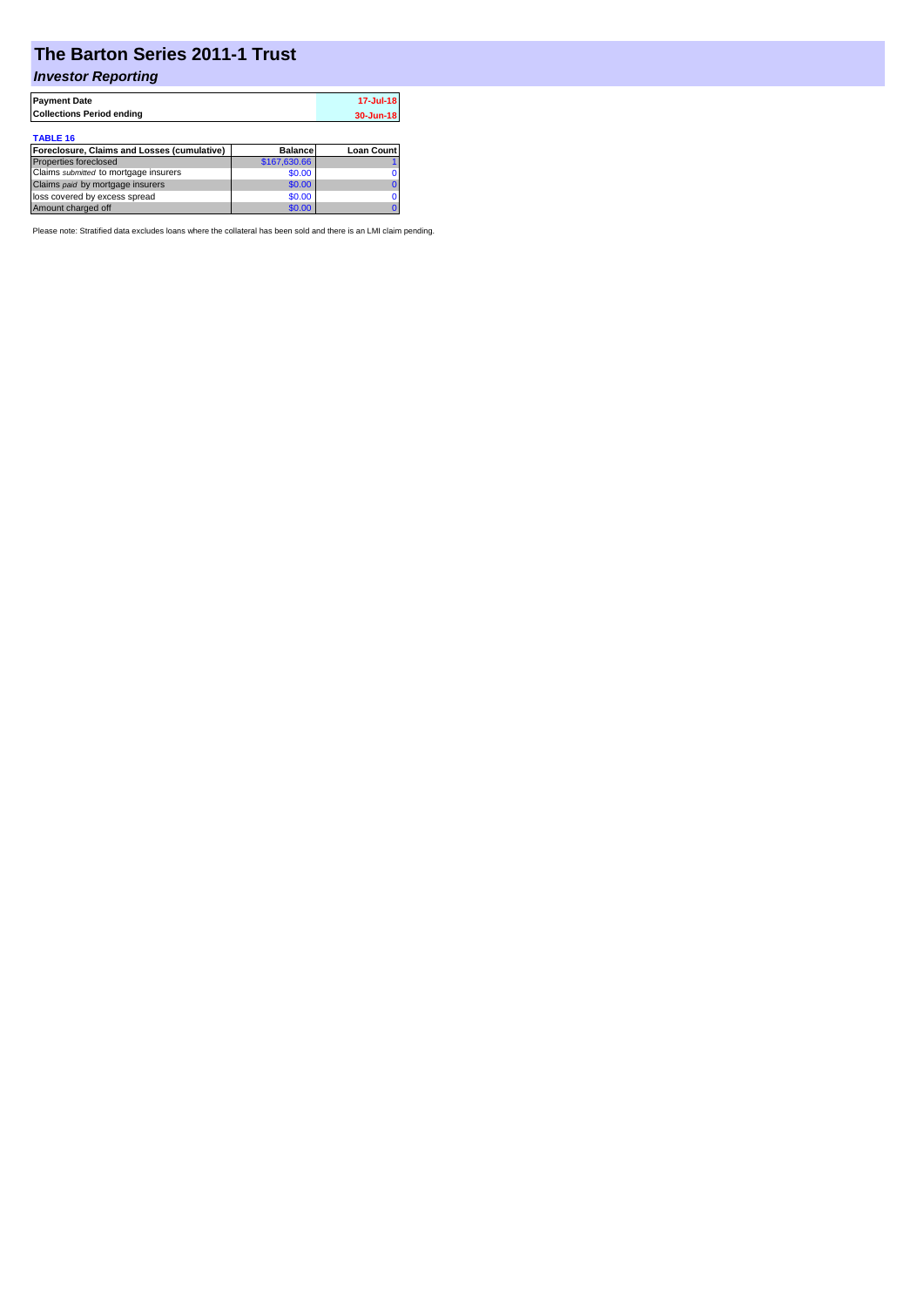# The Barton Series 2011-1 Trust

## *Investor Reporting*

| | |
|---|---|
| **Payment Date** | 17-Jul-18 |
| **Collections Period ending** | 30-Jun-18 |

**TABLE 16**

| Foreclosure, Claims and Losses (cumulative) | Balance | Loan Count |
|---|---|---|
| Properties foreclosed | $167,630.66 | 1 |
| Claims *submitted* to mortgage insurers | $0.00 | 0 |
| Claims *paid* by mortgage insurers | $0.00 | 0 |
| loss covered by excess spread | $0.00 | 0 |
| Amount charged off | $0.00 | 0 |

Please note: Stratified data excludes loans where the collateral has been sold and there is an LMI claim pending.